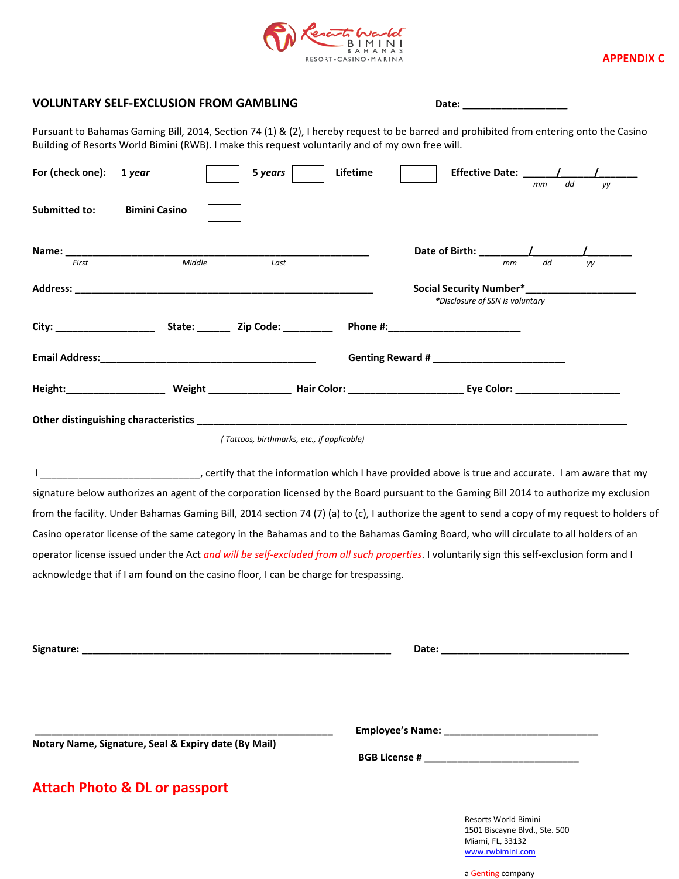Resorts World BIMINI BAHAMAS
RESORT • CASINO • MARINA

**APPENDIX C**

## VOLUNTARY SELF-EXCLUSION FROM GAMBLING

**Date:** ___________________

Pursuant to Bahamas Gaming Bill, 2014, Section 74 (1) & (2), I hereby request to be barred and prohibited from entering onto the Casino Building of Resorts World Bimini (RWB). I make this request voluntarily and of my own free will.

**For (check one):** ***1 year*** ☐ ***5 years*** ☐ **Lifetime** ☐ **Effective Date:** ______/______/_______
*mm dd yy*

**Submitted to:** **Bimini Casino** ☐

**Name:** ________________________________________________________
*First Middle Last*

**Date of Birth:** _________/_________/_________
*mm dd yy*

**Address:** ________________________________________________________

**Social Security Number*** ____________________
**Disclosure of SSN is voluntary*

**City:** __________________ **State:** ______ **Zip Code:** _________ **Phone #:** ________________________

**Email Address:** ________________________________________ **Genting Reward #** ________________________

**Height:** __________________ **Weight** _______________ **Hair Color:** _____________________ **Eye Color:** ___________________

**Other distinguishing characteristics** ___________________________________________________________________________
*( Tattoos, birthmarks, etc., if applicable)*

I _____________________________, certify that the information which I have provided above is true and accurate. I am aware that my signature below authorizes an agent of the corporation licensed by the Board pursuant to the Gaming Bill 2014 to authorize my exclusion from the facility. Under Bahamas Gaming Bill, 2014 section 74 (7) (a) to (c), I authorize the agent to send a copy of my request to holders of Casino operator license of the same category in the Bahamas and to the Bahamas Gaming Board, who will circulate to all holders of an operator license issued under the Act *and will be self-excluded from all such properties*. I voluntarily sign this self-exclusion form and I acknowledge that if I am found on the casino floor, I can be charge for trespassing.

**Signature:** _________________________________________________________ **Date:** __________________________________

_______________________________________________________
**Notary Name, Signature, Seal & Expiry date (By Mail)**

**Employee's Name:** ____________________________

**BGB License #** ____________________________

**Attach Photo & DL or passport**

Resorts World Bimini
1501 Biscayne Blvd., Ste. 500
Miami, FL, 33132
www.rwbimini.com

a Genting company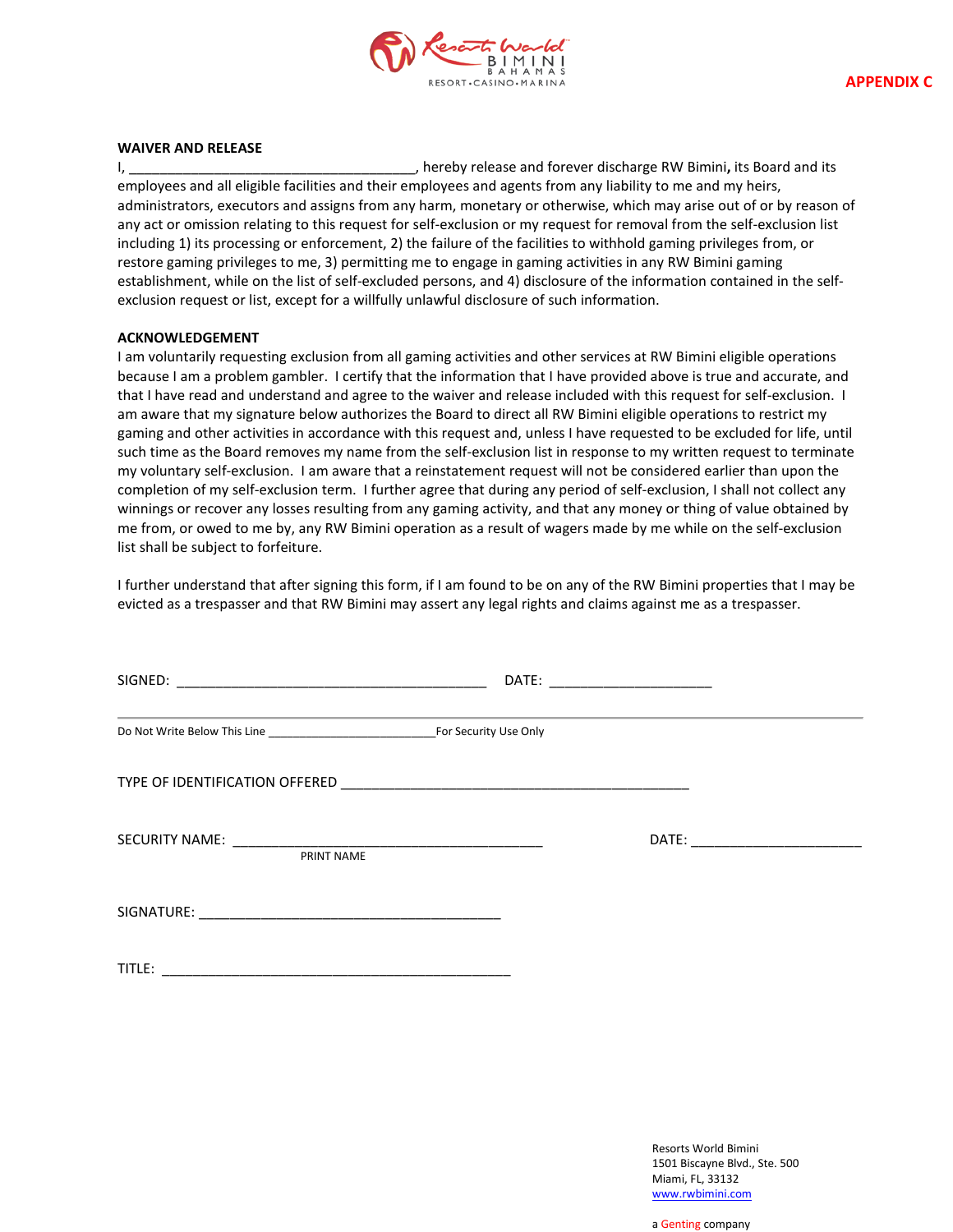APPENDIX C

**WAIVER AND RELEASE**

I, ____________________________________, hereby release and forever discharge RW Bimini**,** its Board and its employees and all eligible facilities and their employees and agents from any liability to me and my heirs, administrators, executors and assigns from any harm, monetary or otherwise, which may arise out of or by reason of any act or omission relating to this request for self-exclusion or my request for removal from the self-exclusion list including 1) its processing or enforcement, 2) the failure of the facilities to withhold gaming privileges from, or restore gaming privileges to me, 3) permitting me to engage in gaming activities in any RW Bimini gaming establishment, while on the list of self-excluded persons, and 4) disclosure of the information contained in the self-exclusion request or list, except for a willfully unlawful disclosure of such information.

**ACKNOWLEDGEMENT**

I am voluntarily requesting exclusion from all gaming activities and other services at RW Bimini eligible operations because I am a problem gambler. I certify that the information that I have provided above is true and accurate, and that I have read and understand and agree to the waiver and release included with this request for self-exclusion. I am aware that my signature below authorizes the Board to direct all RW Bimini eligible operations to restrict my gaming and other activities in accordance with this request and, unless I have requested to be excluded for life, until such time as the Board removes my name from the self-exclusion list in response to my written request to terminate my voluntary self-exclusion. I am aware that a reinstatement request will not be considered earlier than upon the completion of my self-exclusion term. I further agree that during any period of self-exclusion, I shall not collect any winnings or recover any losses resulting from any gaming activity, and that any money or thing of value obtained by me from, or owed to me by, any RW Bimini operation as a result of wagers made by me while on the self-exclusion list shall be subject to forfeiture.

I further understand that after signing this form, if I am found to be on any of the RW Bimini properties that I may be evicted as a trespasser and that RW Bimini may assert any legal rights and claims against me as a trespasser.

SIGNED: ________________________________________ DATE: _____________________

---

Do Not Write Below This Line _________________________For Security Use Only

TYPE OF IDENTIFICATION OFFERED _____________________________________________

SECURITY NAME: ________________________________________ DATE: ______________________
PRINT NAME

SIGNATURE: _______________________________________

TITLE: _____________________________________________

Resorts World Bimini
1501 Biscayne Blvd., Ste. 500
Miami, FL, 33132
www.rwbimini.com

a Genting company